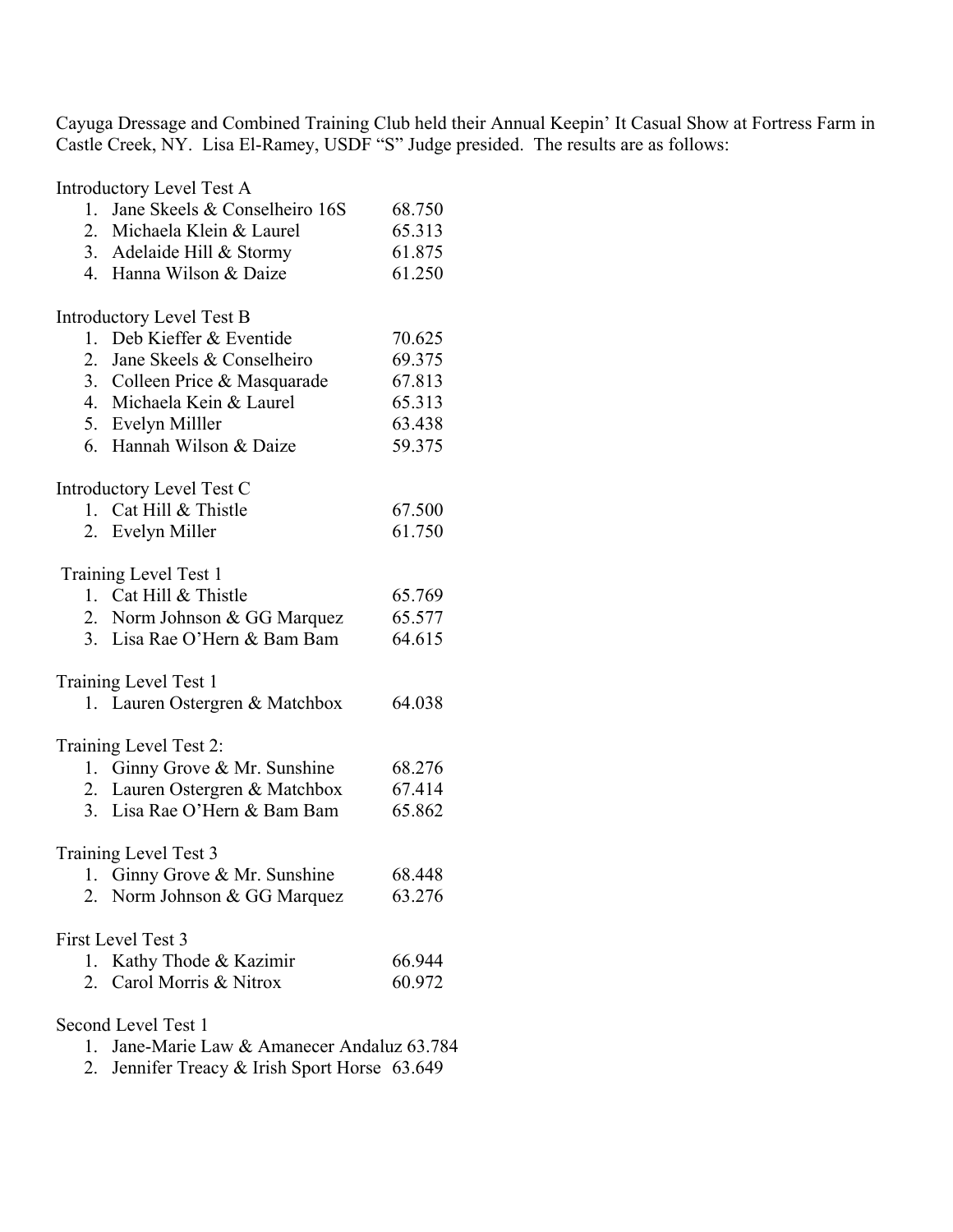Cayuga Dressage and Combined Training Club held their Annual Keepin' It Casual Show at Fortress Farm in Castle Creek, NY. Lisa El-Ramey, USDF "S" Judge presided. The results are as follows:

Introductory Level Test A

1. Jane Skeels & Conselheiro 16S 68.750
2. Michaela Klein & Laurel 65.313
3. Adelaide Hill & Stormy 61.875
4. Hanna Wilson & Daize 61.250

Introductory Level Test B

1. Deb Kieffer & Eventide 70.625
2. Jane Skeels & Conselheiro 69.375
3. Colleen Price & Masquarade 67.813
4. Michaela Kein & Laurel 65.313
5. Evelyn Milller 63.438
6. Hannah Wilson & Daize 59.375

Introductory Level Test C

1. Cat Hill & Thistle 67.500
2. Evelyn Miller 61.750

Training Level Test 1

1. Cat Hill & Thistle 65.769
2. Norm Johnson & GG Marquez 65.577
3. Lisa Rae O'Hern & Bam Bam 64.615

Training Level Test 1

1. Lauren Ostergren & Matchbox 64.038

Training Level Test 2:

1. Ginny Grove & Mr. Sunshine 68.276
2. Lauren Ostergren & Matchbox 67.414
3. Lisa Rae O'Hern & Bam Bam 65.862

Training Level Test 3

1. Ginny Grove & Mr. Sunshine 68.448
2. Norm Johnson & GG Marquez 63.276

First Level Test 3

1. Kathy Thode & Kazimir 66.944
2. Carol Morris & Nitrox 60.972

Second Level Test 1

1. Jane-Marie Law & Amanecer Andaluz 63.784
2. Jennifer Treacy & Irish Sport Horse 63.649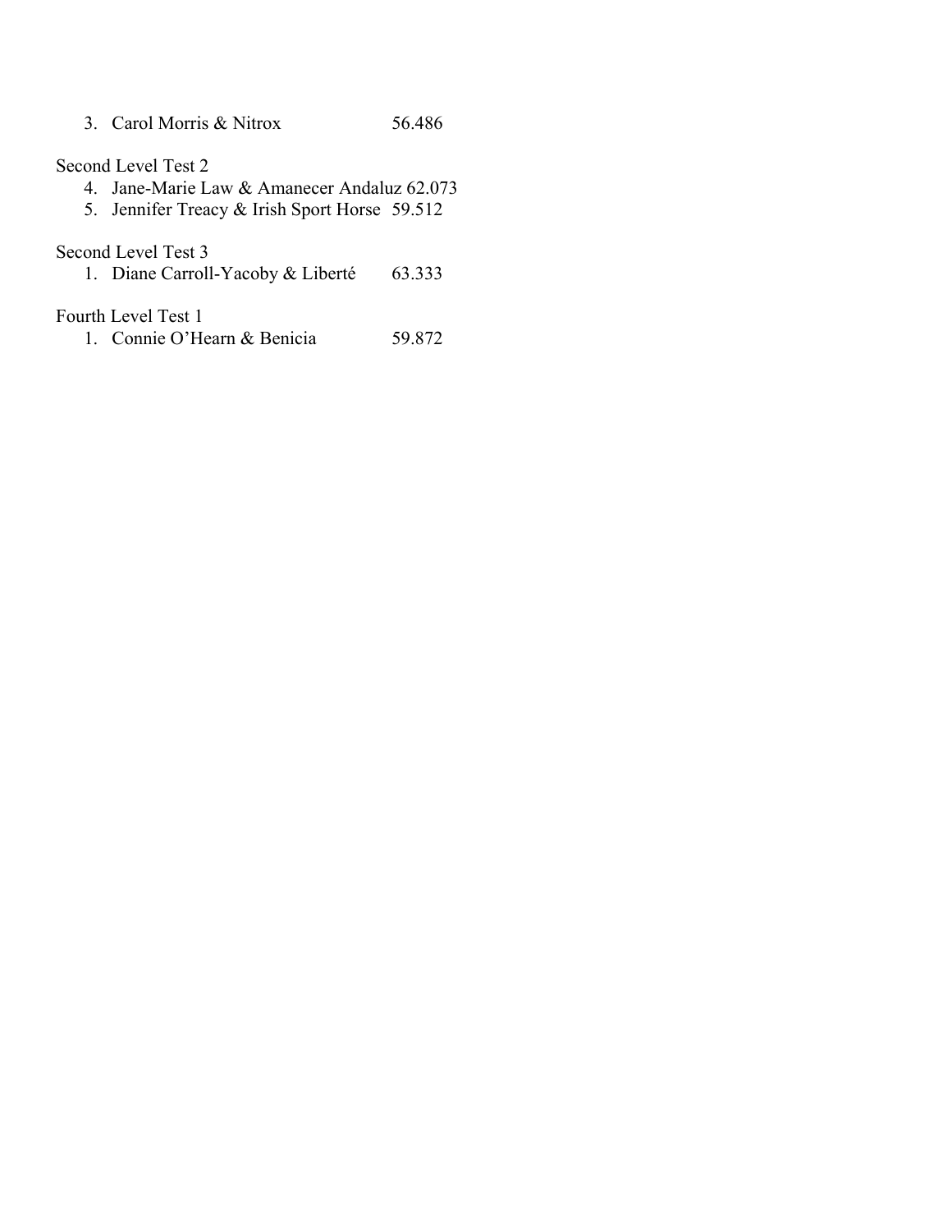3. Carol Morris & Nitrox 56.486

Second Level Test 2

4. Jane-Marie Law & Amanecer Andaluz 62.073
5. Jennifer Treacy & Irish Sport Horse 59.512

Second Level Test 3

1. Diane Carroll-Yacoby & Liberté 63.333

Fourth Level Test 1

1. Connie O'Hearn & Benicia 59.872